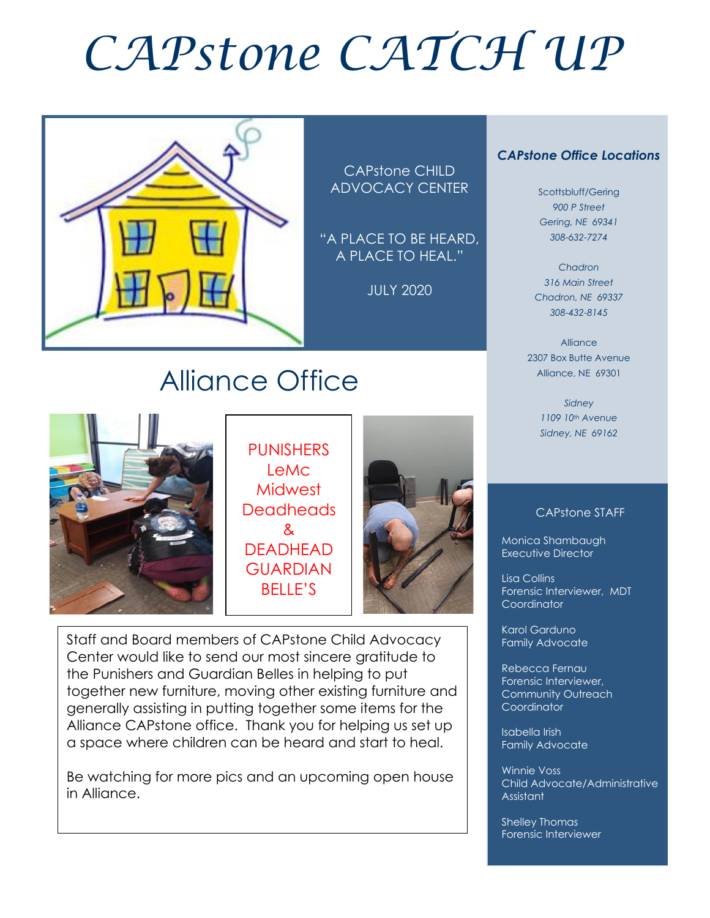# CAPstone CATCH UP

CAPstone CHILD ADVOCACY CENTER

"A PLACE TO BE HEARD, A PLACE TO HEAL."

JULY 2020

## Alliance Office

PUNISHERS
LeMc
Midwest
Deadheads
&
DEADHEAD
GUARDIAN
BELLE'S

Staff and Board members of CAPstone Child Advocacy Center would like to send our most sincere gratitude to the Punishers and Guardian Belles in helping to put together new furniture, moving other existing furniture and generally assisting in putting together some items for the Alliance CAPstone office. Thank you for helping us set up a space where children can be heard and start to heal.

Be watching for more pics and an upcoming open house in Alliance.

### *CAPstone Office Locations*

Scottsbluff/Gering
*900 P Street*
*Gering, NE 69341*
*308-632-7274*

*Chadron*
*316 Main Street*
*Chadron, NE 69337*
*308-432-8145*

Alliance
2307 Box Butte Avenue
Alliance, NE 69301

*Sidney*
*1109 10th Avenue*
*Sidney, NE 69162*

### CAPstone STAFF

Monica Shambaugh
Executive Director

Lisa Collins
Forensic Interviewer, MDT Coordinator

Karol Garduno
Family Advocate

Rebecca Fernau
Forensic Interviewer, Community Outreach Coordinator

Isabella Irish
Family Advocate

Winnie Voss
Child Advocate/Administrative Assistant

Shelley Thomas
Forensic Interviewer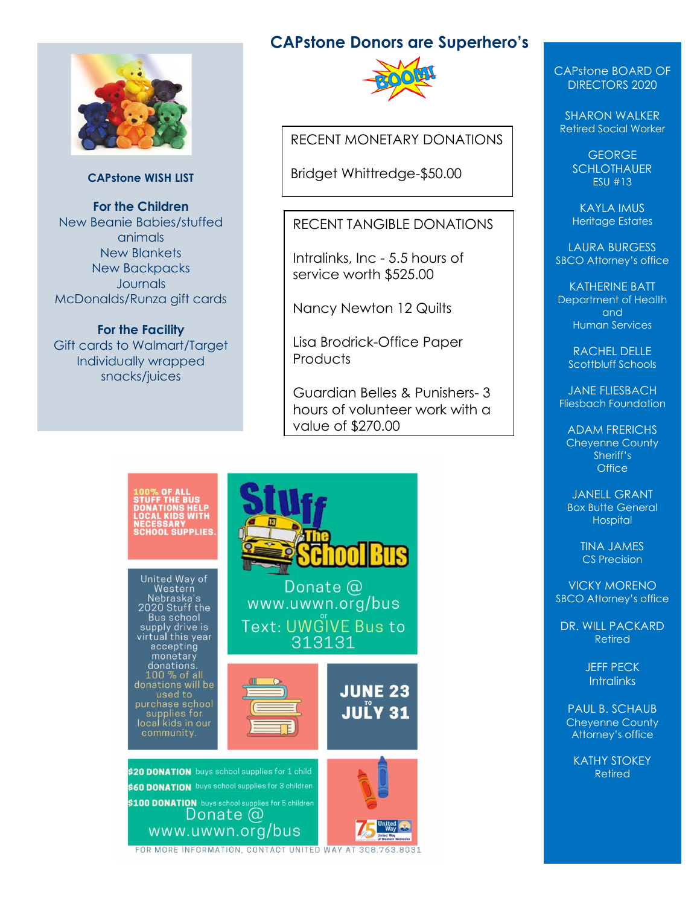## CAPstone Donors are Superhero's

### RECENT MONETARY DONATIONS

Bridget Whittredge-$50.00

### RECENT TANGIBLE DONATIONS

Intralinks, Inc - 5.5 hours of service worth $525.00

Nancy Newton 12 Quilts

Lisa Brodrick-Office Paper Products

Guardian Belles & Punishers- 3 hours of volunteer work with a value of $270.00

### CAPstone WISH LIST

**For the Children**
New Beanie Babies/stuffed animals
New Blankets
New Backpacks
Journals
McDonalds/Runza gift cards

**For the Facility**
Gift cards to Walmart/Target
Individually wrapped snacks/juices

**100% OF ALL STUFF THE BUS DONATIONS HELP LOCAL KIDS WITH NECESSARY SCHOOL SUPPLIES.**

**Stuff The School Bus**

Donate @ www.uwwn.org/bus or Text: UWGIVE Bus to 313131

United Way of Western Nebraska's 2020 Stuff the Bus school supply drive is virtual this year accepting monetary donations. 100 % of all donations will be used to purchase school supplies for local kids in our community.

**JUNE 23 to JULY 31**

**$20 DONATION** buys school supplies for 1 child
**$60 DONATION** buys school supplies for 3 children
**$100 DONATION** buys school supplies for 5 children

Donate @ www.uwwn.org/bus

FOR MORE INFORMATION, CONTACT UNITED WAY AT 308.763.8031

### CAPstone BOARD OF DIRECTORS 2020

SHARON WALKER
Retired Social Worker

GEORGE SCHLOTHAUER
ESU #13

KAYLA IMUS
Heritage Estates

LAURA BURGESS
SBCO Attorney's office

KATHERINE BATT
Department of Health and Human Services

RACHEL DELLE
Scottbluff Schools

JANE FLIESBACH
Fliesbach Foundation

ADAM FRERICHS
Cheyenne County Sheriff's Office

JANELL GRANT
Box Butte General Hospital

TINA JAMES
CS Precision

VICKY MORENO
SBCO Attorney's office

DR. WILL PACKARD
Retired

JEFF PECK
Intralinks

PAUL B. SCHAUB
Cheyenne County Attorney's office

KATHY STOKEY
Retired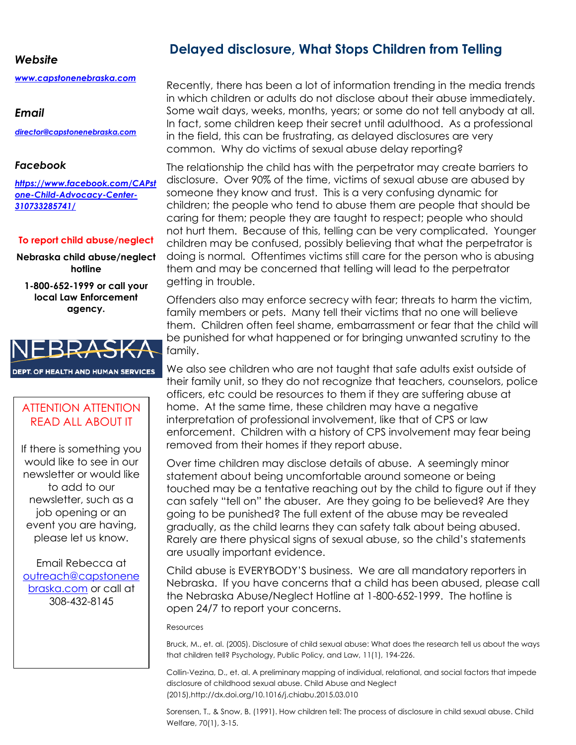## Delayed disclosure, What Stops Children from Telling

Recently, there has been a lot of information trending in the media trends in which children or adults do not disclose about their abuse immediately. Some wait days, weeks, months, years; or some do not tell anybody at all. In fact, some children keep their secret until adulthood. As a professional in the field, this can be frustrating, as delayed disclosures are very common. Why do victims of sexual abuse delay reporting?

The relationship the child has with the perpetrator may create barriers to disclosure. Over 90% of the time, victims of sexual abuse are abused by someone they know and trust. This is a very confusing dynamic for children; the people who tend to abuse them are people that should be caring for them; people they are taught to respect; people who should not hurt them. Because of this, telling can be very complicated. Younger children may be confused, possibly believing that what the perpetrator is doing is normal. Oftentimes victims still care for the person who is abusing them and may be concerned that telling will lead to the perpetrator getting in trouble.

Offenders also may enforce secrecy with fear; threats to harm the victim, family members or pets. Many tell their victims that no one will believe them. Children often feel shame, embarrassment or fear that the child will be punished for what happened or for bringing unwanted scrutiny to the family.

We also see children who are not taught that safe adults exist outside of their family unit, so they do not recognize that teachers, counselors, police officers, etc could be resources to them if they are suffering abuse at home. At the same time, these children may have a negative interpretation of professional involvement, like that of CPS or law enforcement. Children with a history of CPS involvement may fear being removed from their homes if they report abuse.

Over time children may disclose details of abuse. A seemingly minor statement about being uncomfortable around someone or being touched may be a tentative reaching out by the child to figure out if they can safely "tell on" the abuser. Are they going to be believed? Are they going to be punished? The full extent of the abuse may be revealed gradually, as the child learns they can safety talk about being abused. Rarely are there physical signs of sexual abuse, so the child's statements are usually important evidence.

Child abuse is EVERYBODY'S business. We are all mandatory reporters in Nebraska. If you have concerns that a child has been abused, please call the Nebraska Abuse/Neglect Hotline at 1-800-652-1999. The hotline is open 24/7 to report your concerns.

Resources

Bruck, M., et. al. (2005). Disclosure of child sexual abuse: What does the research tell us about the ways that children tell? Psychology, Public Policy, and Law, 11(1), 194-226.

Collin-Vezina, D., et. al. A preliminary mapping of individual, relational, and social factors that impede disclosure of childhood sexual abuse. Child Abuse and Neglect (2015),http://dx.doi.org/10.1016/j.chiabu.2015.03.010

Sorensen, T., & Snow, B. (1991). How children tell: The process of disclosure in child sexual abuse. Child Welfare, 70(1), 3-15.

***Website***

***www.capstonenebraska.com***

***Email***

***director@capstonenebraska.com***

***Facebook***

***https://www.facebook.com/CAPstone-Child-Advocacy-Center-310733285741/***

**To report child abuse/neglect**

**Nebraska child abuse/neglect hotline**

**1-800-652-1999 or call your local Law Enforcement agency.**

NEBRASKA DEPT. OF HEALTH AND HUMAN SERVICES

ATTENTION ATTENTION READ ALL ABOUT IT

If there is something you would like to see in our newsletter or would like to add to our newsletter, such as a job opening or an event you are having, please let us know.

Email Rebecca at outreach@capstonenebraska.com or call at 308-432-8145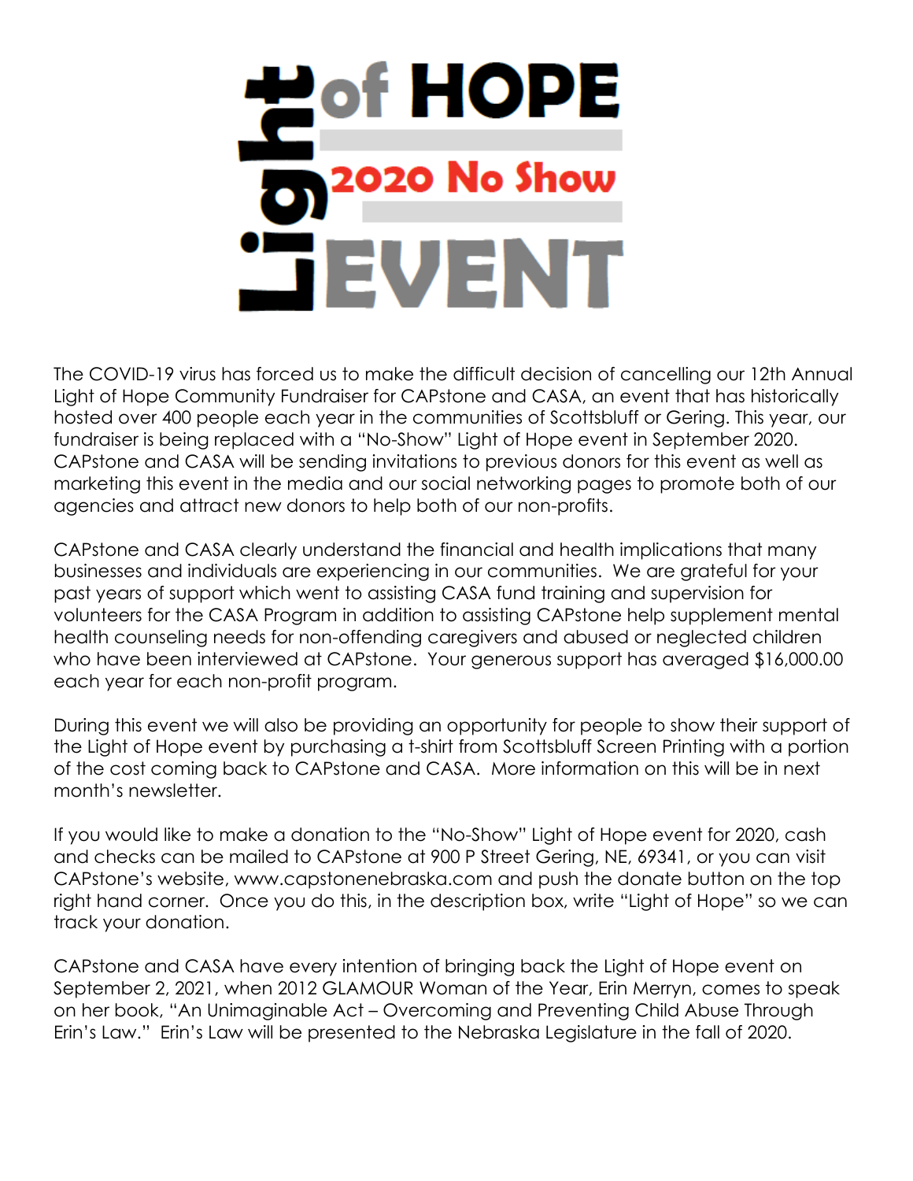# Light of HOPE 2020 No Show EVENT

The COVID-19 virus has forced us to make the difficult decision of cancelling our 12th Annual Light of Hope Community Fundraiser for CAPstone and CASA, an event that has historically hosted over 400 people each year in the communities of Scottsbluff or Gering. This year, our fundraiser is being replaced with a "No-Show" Light of Hope event in September 2020. CAPstone and CASA will be sending invitations to previous donors for this event as well as marketing this event in the media and our social networking pages to promote both of our agencies and attract new donors to help both of our non-profits.

CAPstone and CASA clearly understand the financial and health implications that many businesses and individuals are experiencing in our communities. We are grateful for your past years of support which went to assisting CASA fund training and supervision for volunteers for the CASA Program in addition to assisting CAPstone help supplement mental health counseling needs for non-offending caregivers and abused or neglected children who have been interviewed at CAPstone. Your generous support has averaged $16,000.00 each year for each non-profit program.

During this event we will also be providing an opportunity for people to show their support of the Light of Hope event by purchasing a t-shirt from Scottsbluff Screen Printing with a portion of the cost coming back to CAPstone and CASA. More information on this will be in next month's newsletter.

If you would like to make a donation to the "No-Show" Light of Hope event for 2020, cash and checks can be mailed to CAPstone at 900 P Street Gering, NE, 69341, or you can visit CAPstone's website, www.capstonenebraska.com and push the donate button on the top right hand corner. Once you do this, in the description box, write "Light of Hope" so we can track your donation.

CAPstone and CASA have every intention of bringing back the Light of Hope event on September 2, 2021, when 2012 GLAMOUR Woman of the Year, Erin Merryn, comes to speak on her book, "An Unimaginable Act – Overcoming and Preventing Child Abuse Through Erin's Law." Erin's Law will be presented to the Nebraska Legislature in the fall of 2020.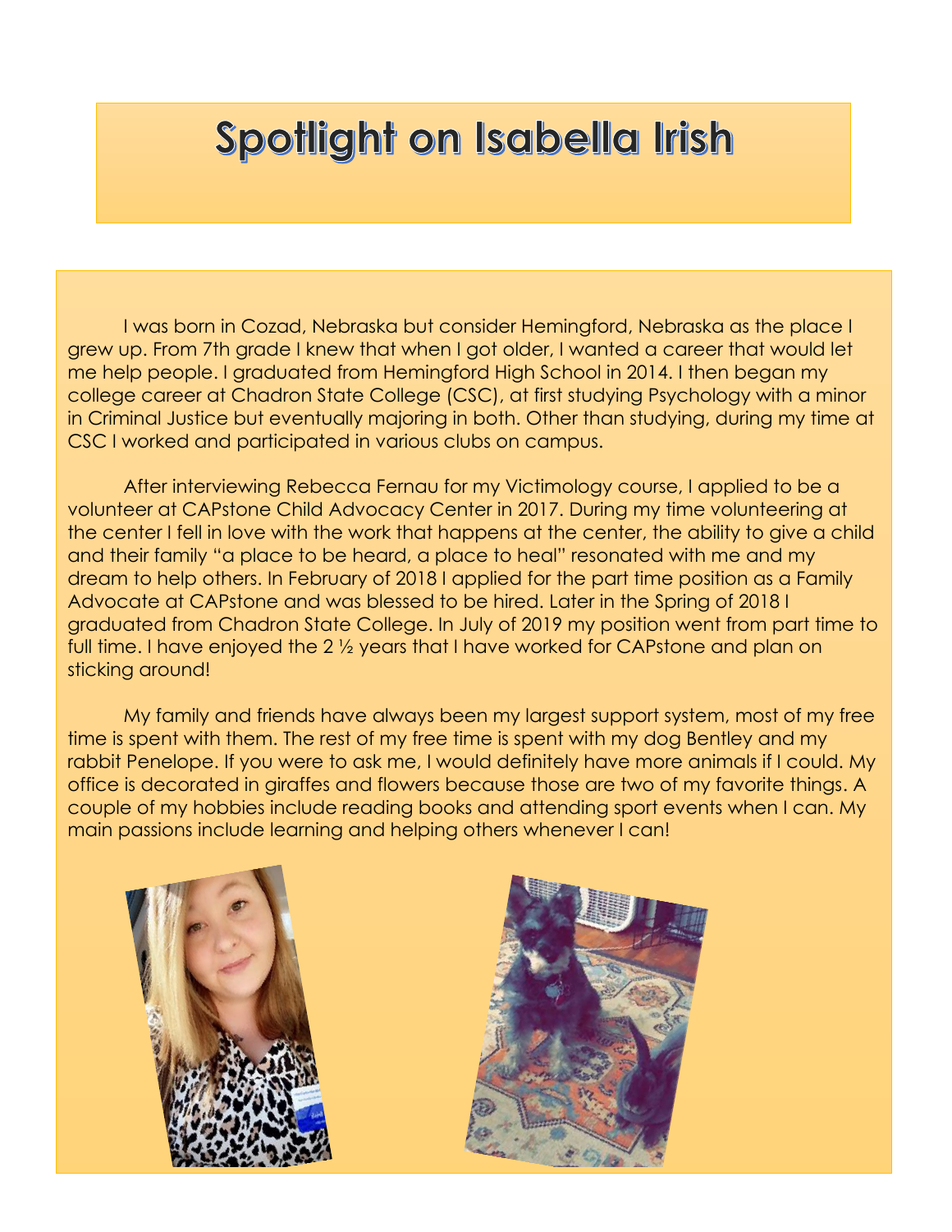# Spotlight on Isabella Irish

I was born in Cozad, Nebraska but consider Hemingford, Nebraska as the place I grew up. From 7th grade I knew that when I got older, I wanted a career that would let me help people. I graduated from Hemingford High School in 2014. I then began my college career at Chadron State College (CSC), at first studying Psychology with a minor in Criminal Justice but eventually majoring in both. Other than studying, during my time at CSC I worked and participated in various clubs on campus.

After interviewing Rebecca Fernau for my Victimology course, I applied to be a volunteer at CAPstone Child Advocacy Center in 2017. During my time volunteering at the center I fell in love with the work that happens at the center, the ability to give a child and their family "a place to be heard, a place to heal" resonated with me and my dream to help others. In February of 2018 I applied for the part time position as a Family Advocate at CAPstone and was blessed to be hired. Later in the Spring of 2018 I graduated from Chadron State College. In July of 2019 my position went from part time to full time. I have enjoyed the 2 ½ years that I have worked for CAPstone and plan on sticking around!

My family and friends have always been my largest support system, most of my free time is spent with them. The rest of my free time is spent with my dog Bentley and my rabbit Penelope. If you were to ask me, I would definitely have more animals if I could. My office is decorated in giraffes and flowers because those are two of my favorite things. A couple of my hobbies include reading books and attending sport events when I can. My main passions include learning and helping others whenever I can!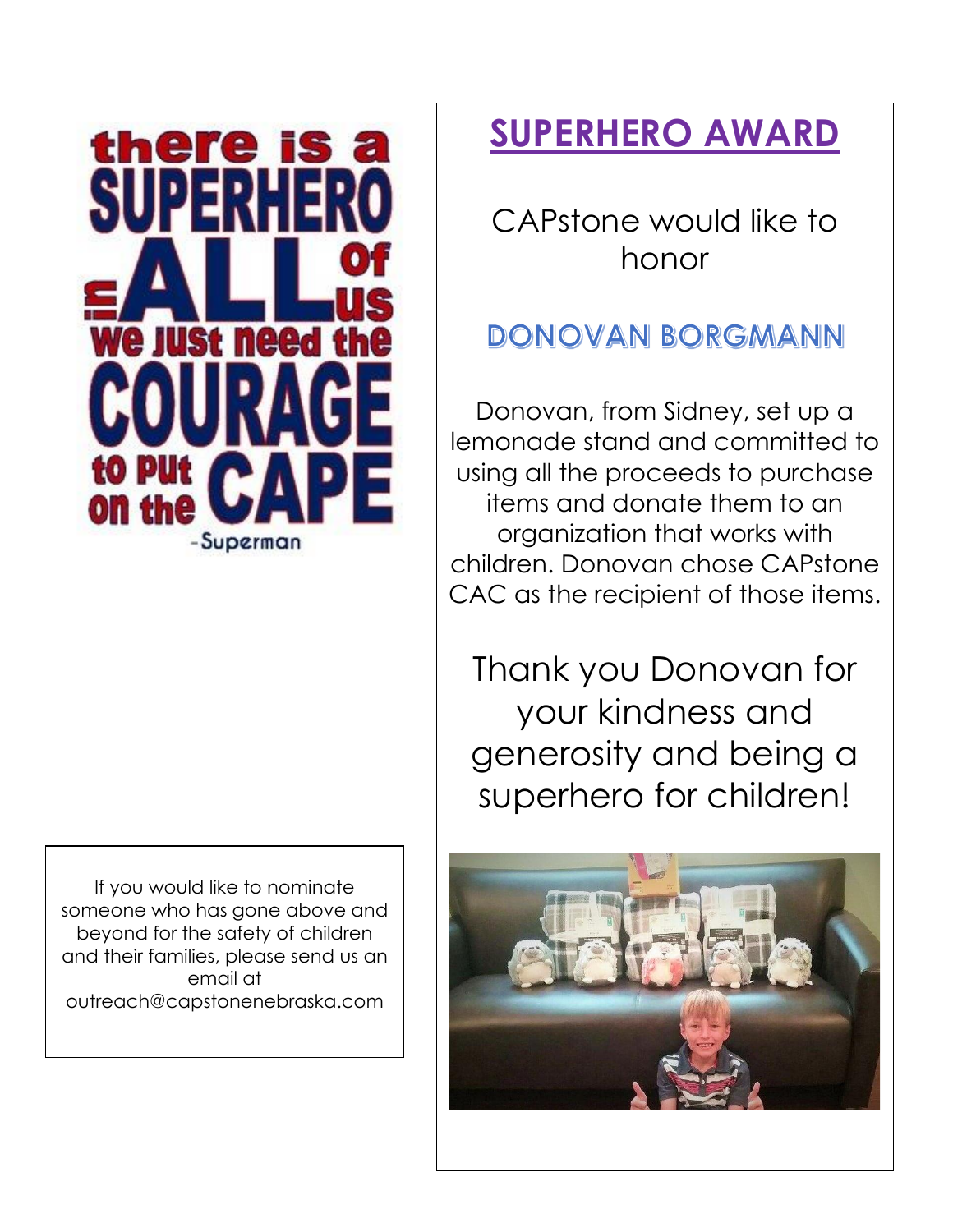there is a SUPERHERO in ALL of us we just need the COURAGE to put on the CAPE

-Superman

## SUPERHERO AWARD

CAPstone would like to honor

### DONOVAN BORGMANN

Donovan, from Sidney, set up a lemonade stand and committed to using all the proceeds to purchase items and donate them to an organization that works with children. Donovan chose CAPstone CAC as the recipient of those items.

Thank you Donovan for your kindness and generosity and being a superhero for children!

If you would like to nominate someone who has gone above and beyond for the safety of children and their families, please send us an email at outreach@capstonenebraska.com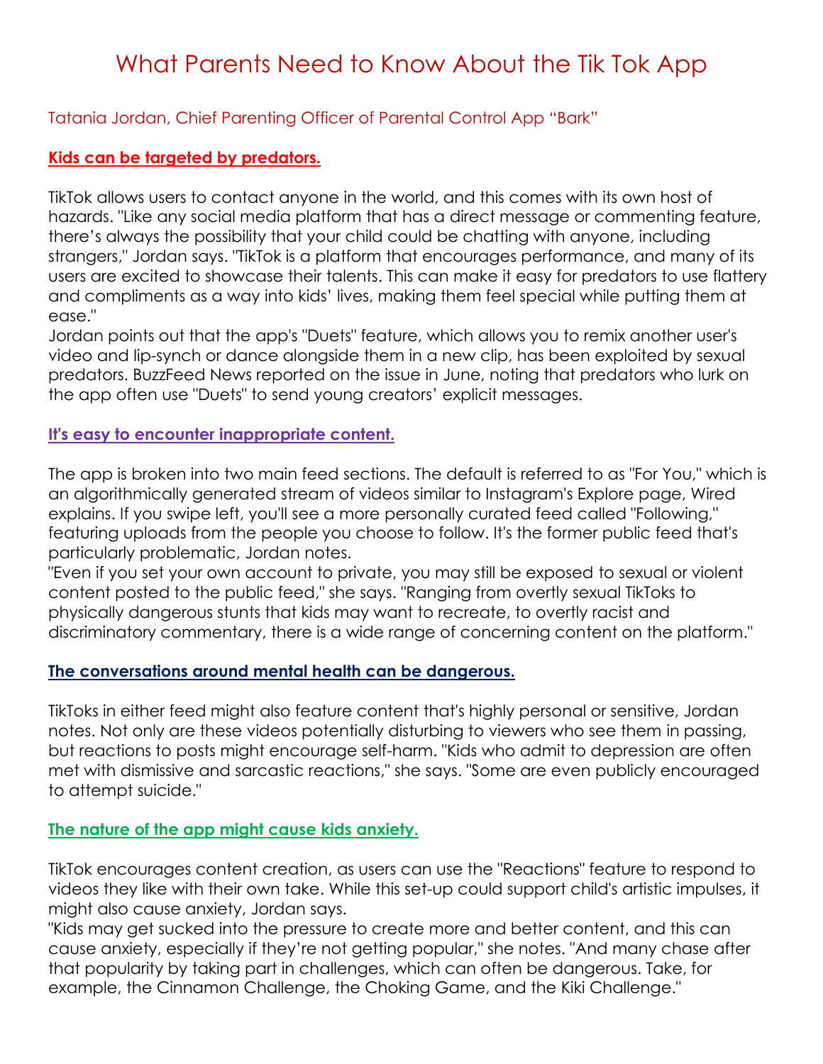# What Parents Need to Know About the Tik Tok App

Tatania Jordan, Chief Parenting Officer of Parental Control App "Bark"

## Kids can be targeted by predators.

TikTok allows users to contact anyone in the world, and this comes with its own host of hazards. "Like any social media platform that has a direct message or commenting feature, there's always the possibility that your child could be chatting with anyone, including strangers," Jordan says. "TikTok is a platform that encourages performance, and many of its users are excited to showcase their talents. This can make it easy for predators to use flattery and compliments as a way into kids' lives, making them feel special while putting them at ease."

Jordan points out that the app's "Duets" feature, which allows you to remix another user's video and lip-synch or dance alongside them in a new clip, has been exploited by sexual predators. BuzzFeed News reported on the issue in June, noting that predators who lurk on the app often use "Duets" to send young creators' explicit messages.

## It's easy to encounter inappropriate content.

The app is broken into two main feed sections. The default is referred to as "For You," which is an algorithmically generated stream of videos similar to Instagram's Explore page, Wired explains. If you swipe left, you'll see a more personally curated feed called "Following," featuring uploads from the people you choose to follow. It's the former public feed that's particularly problematic, Jordan notes.

"Even if you set your own account to private, you may still be exposed to sexual or violent content posted to the public feed," she says. "Ranging from overtly sexual TikToks to physically dangerous stunts that kids may want to recreate, to overtly racist and discriminatory commentary, there is a wide range of concerning content on the platform."

## The conversations around mental health can be dangerous.

TikToks in either feed might also feature content that's highly personal or sensitive, Jordan notes. Not only are these videos potentially disturbing to viewers who see them in passing, but reactions to posts might encourage self-harm. "Kids who admit to depression are often met with dismissive and sarcastic reactions," she says. "Some are even publicly encouraged to attempt suicide."

## The nature of the app might cause kids anxiety.

TikTok encourages content creation, as users can use the "Reactions" feature to respond to videos they like with their own take. While this set-up could support child's artistic impulses, it might also cause anxiety, Jordan says.

"Kids may get sucked into the pressure to create more and better content, and this can cause anxiety, especially if they're not getting popular," she notes. "And many chase after that popularity by taking part in challenges, which can often be dangerous. Take, for example, the Cinnamon Challenge, the Choking Game, and the Kiki Challenge."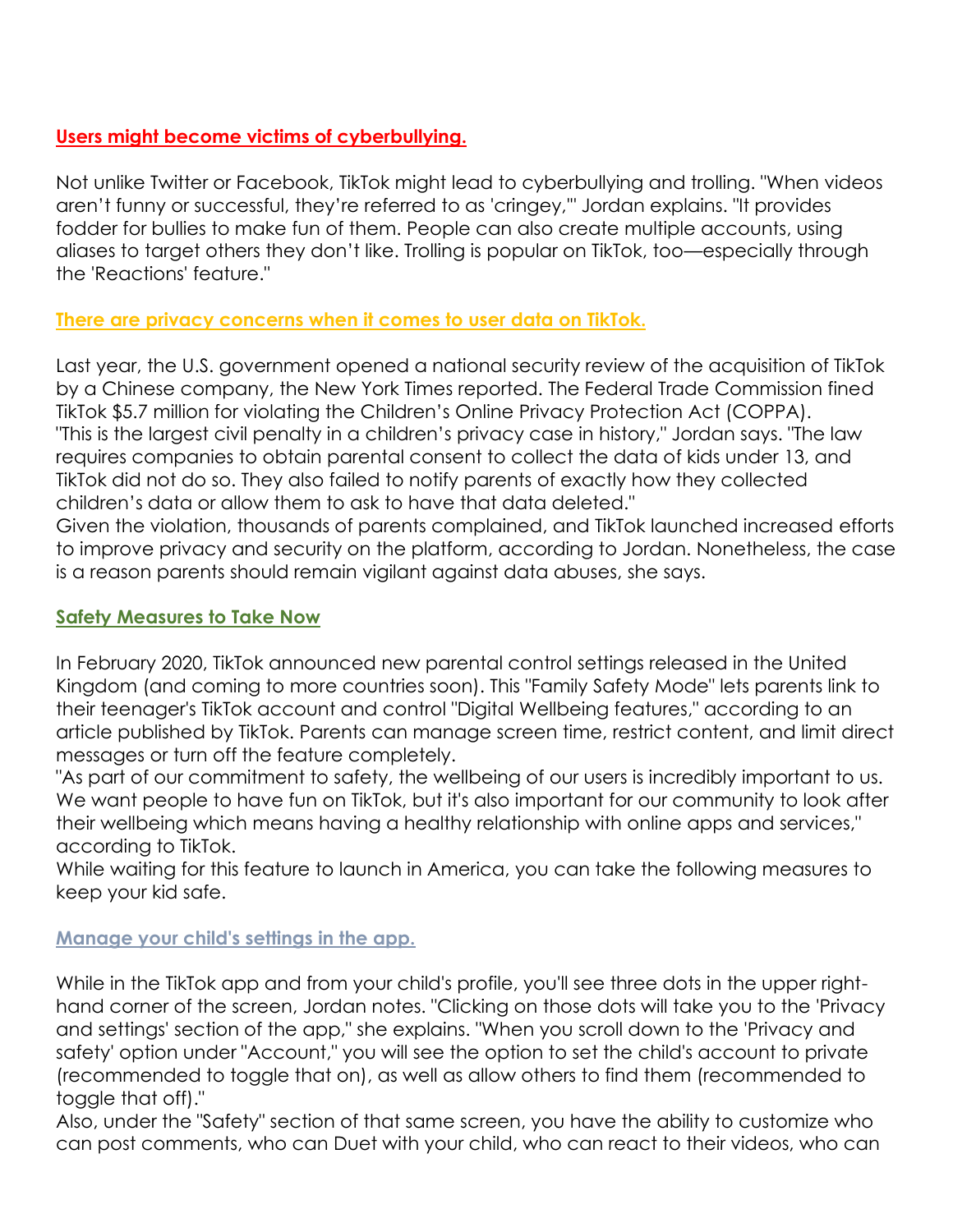## Users might become victims of cyberbullying.

Not unlike Twitter or Facebook, TikTok might lead to cyberbullying and trolling. "When videos aren't funny or successful, they're referred to as 'cringey,'" Jordan explains. "It provides fodder for bullies to make fun of them. People can also create multiple accounts, using aliases to target others they don't like. Trolling is popular on TikTok, too—especially through the 'Reactions' feature."

## There are privacy concerns when it comes to user data on TikTok.

Last year, the U.S. government opened a national security review of the acquisition of TikTok by a Chinese company, the New York Times reported. The Federal Trade Commission fined TikTok $5.7 million for violating the Children's Online Privacy Protection Act (COPPA). "This is the largest civil penalty in a children's privacy case in history," Jordan says. "The law requires companies to obtain parental consent to collect the data of kids under 13, and TikTok did not do so. They also failed to notify parents of exactly how they collected children's data or allow them to ask to have that data deleted."
Given the violation, thousands of parents complained, and TikTok launched increased efforts to improve privacy and security on the platform, according to Jordan. Nonetheless, the case is a reason parents should remain vigilant against data abuses, she says.

## Safety Measures to Take Now

In February 2020, TikTok announced new parental control settings released in the United Kingdom (and coming to more countries soon). This "Family Safety Mode" lets parents link to their teenager's TikTok account and control "Digital Wellbeing features," according to an article published by TikTok. Parents can manage screen time, restrict content, and limit direct messages or turn off the feature completely.
"As part of our commitment to safety, the wellbeing of our users is incredibly important to us. We want people to have fun on TikTok, but it's also important for our community to look after their wellbeing which means having a healthy relationship with online apps and services," according to TikTok.
While waiting for this feature to launch in America, you can take the following measures to keep your kid safe.

### Manage your child's settings in the app.

While in the TikTok app and from your child's profile, you'll see three dots in the upper right-hand corner of the screen, Jordan notes. "Clicking on those dots will take you to the 'Privacy and settings' section of the app," she explains. "When you scroll down to the 'Privacy and safety' option under "Account," you will see the option to set the child's account to private (recommended to toggle that on), as well as allow others to find them (recommended to toggle that off)."
Also, under the "Safety" section of that same screen, you have the ability to customize who can post comments, who can Duet with your child, who can react to their videos, who can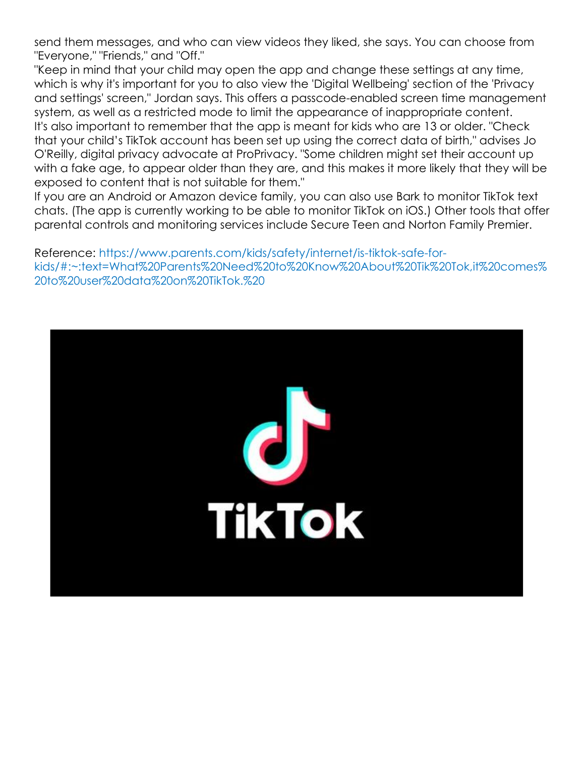send them messages, and who can view videos they liked, she says. You can choose from "Everyone," "Friends," and "Off."

"Keep in mind that your child may open the app and change these settings at any time, which is why it's important for you to also view the 'Digital Wellbeing' section of the 'Privacy and settings' screen," Jordan says. This offers a passcode-enabled screen time management system, as well as a restricted mode to limit the appearance of inappropriate content.

It's also important to remember that the app is meant for kids who are 13 or older. "Check that your child's TikTok account has been set up using the correct data of birth," advises Jo O'Reilly, digital privacy advocate at ProPrivacy. "Some children might set their account up with a fake age, to appear older than they are, and this makes it more likely that they will be exposed to content that is not suitable for them."

If you are an Android or Amazon device family, you can also use Bark to monitor TikTok text chats. (The app is currently working to be able to monitor TikTok on iOS.) Other tools that offer parental controls and monitoring services include Secure Teen and Norton Family Premier.

Reference: https://www.parents.com/kids/safety/internet/is-tiktok-safe-for-kids/#:~:text=What%20Parents%20Need%20to%20Know%20About%20Tik%20Tok,it%20comes%20to%20user%20data%20on%20TikTok.%20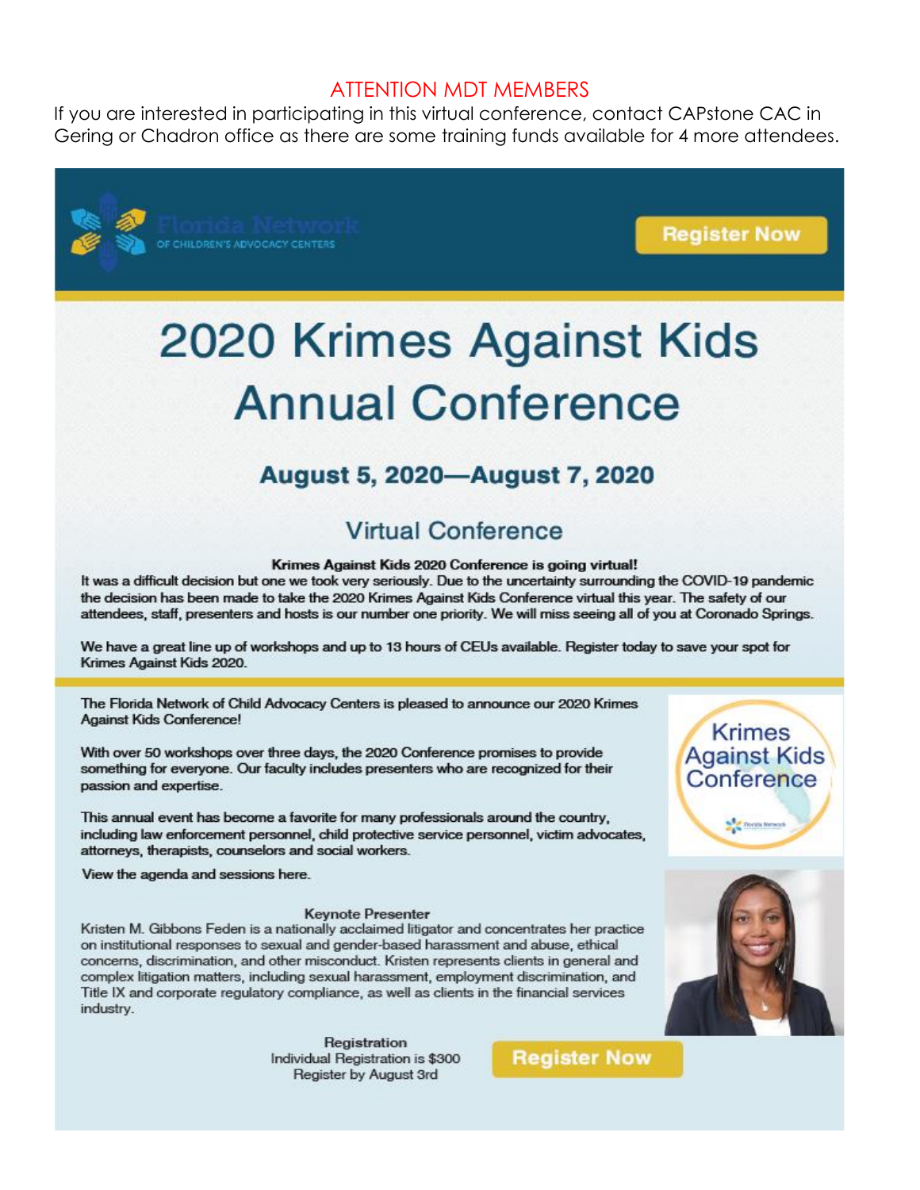ATTENTION MDT MEMBERS

If you are interested in participating in this virtual conference, contact CAPstone CAC in Gering or Chadron office as there are some training funds available for 4 more attendees.

Florida Network OF CHILDREN'S ADVOCACY CENTERS

Register Now

# 2020 Krimes Against Kids Annual Conference

## August 5, 2020—August 7, 2020

### Virtual Conference

**Krimes Against Kids 2020 Conference is going virtual!**

It was a difficult decision but one we took very seriously. Due to the uncertainty surrounding the COVID-19 pandemic the decision has been made to take the 2020 Krimes Against Kids Conference virtual this year. The safety of our attendees, staff, presenters and hosts is our number one priority. We will miss seeing all of you at Coronado Springs.

We have a great line up of workshops and up to 13 hours of CEUs available. Register today to save your spot for Krimes Against Kids 2020.

The Florida Network of Child Advocacy Centers is pleased to announce our 2020 Krimes Against Kids Conference!

With over 50 workshops over three days, the 2020 Conference promises to provide something for everyone. Our faculty includes presenters who are recognized for their passion and expertise.

This annual event has become a favorite for many professionals around the country, including law enforcement personnel, child protective service personnel, victim advocates, attorneys, therapists, counselors and social workers.

View the agenda and sessions here.

Krimes Against Kids Conference

**Keynote Presenter**

Kristen M. Gibbons Feden is a nationally acclaimed litigator and concentrates her practice on institutional responses to sexual and gender-based harassment and abuse, ethical concerns, discrimination, and other misconduct. Kristen represents clients in general and complex litigation matters, including sexual harassment, employment discrimination, and Title IX and corporate regulatory compliance, as well as clients in the financial services industry.

**Registration**
Individual Registration is $300
Register by August 3rd

Register Now